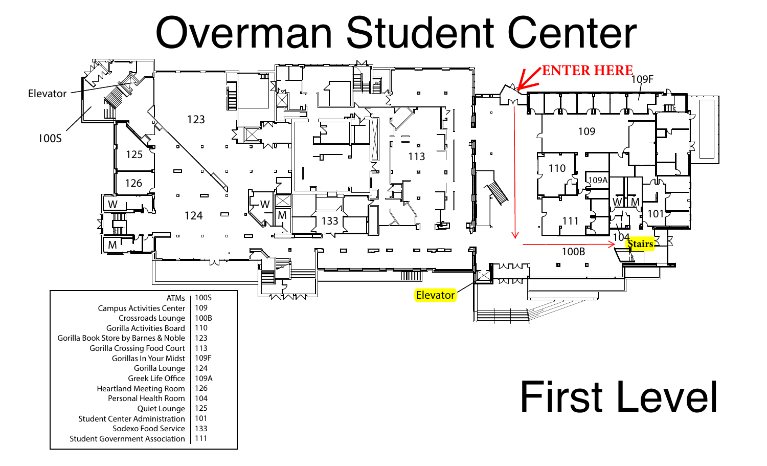# Overman Student Center

## First Level

| | |
|---|---|
| ATMs | 100S |
| Campus Activities Center | 109 |
| Crossroads Lounge | 100B |
| Gorilla Activities Board | 110 |
| Gorilla Book Store by Barnes & Noble | 123 |
| Gorilla Crossing Food Court | 113 |
| Gorillas In Your Midst | 109F |
| Gorilla Lounge | 124 |
| Greek Life Office | 109A |
| Heartland Meeting Room | 126 |
| Personal Health Room | 104 |
| Quiet Lounge | 125 |
| Student Center Administration | 101 |
| Sodexo Food Service | 133 |
| Student Government Association | 111 |

ENTER HERE

Elevator

100S

123

125

126

W

M

124

W

M

133

113

109F

109

110

109A

111

W M

101

104

Stairs

100B

Elevator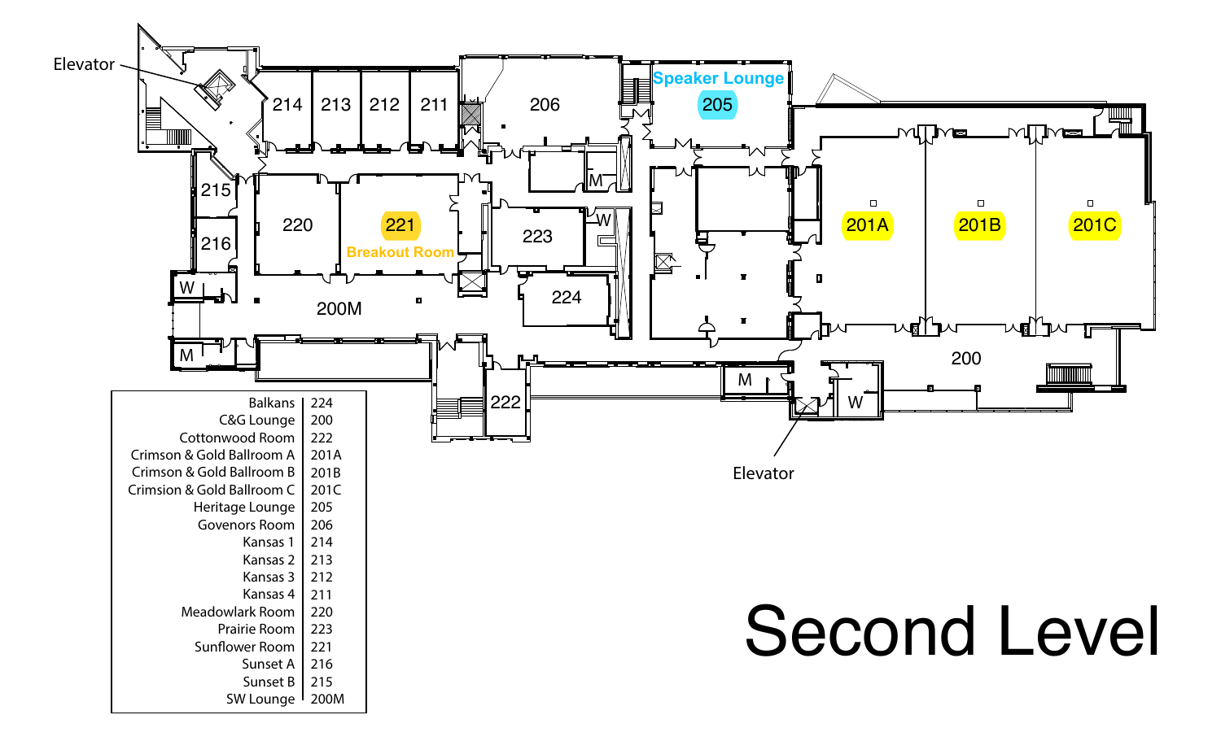# Second Level

| Room | Number |
|---|---|
| Balkans | 224 |
| C&G Lounge | 200 |
| Cottonwood Room | 222 |
| Crimson & Gold Ballroom A | 201A |
| Crimson & Gold Ballroom B | 201B |
| Crimsion & Gold Ballroom C | 201C |
| Heritage Lounge | 205 |
| Govenors Room | 206 |
| Kansas 1 | 214 |
| Kansas 2 | 213 |
| Kansas 3 | 212 |
| Kansas 4 | 211 |
| Meadowlark Room | 220 |
| Prairie Room | 223 |
| Sunflower Room | 221 |
| Sunset A | 216 |
| Sunset B | 215 |
| SW Lounge | 200M |

Elevator

214 213 212 211 206 Speaker Lounge 205

215 220 221 Breakout Room 223 M W 201A 201B 201C

216 W 224

200M 200

M M W

222

Elevator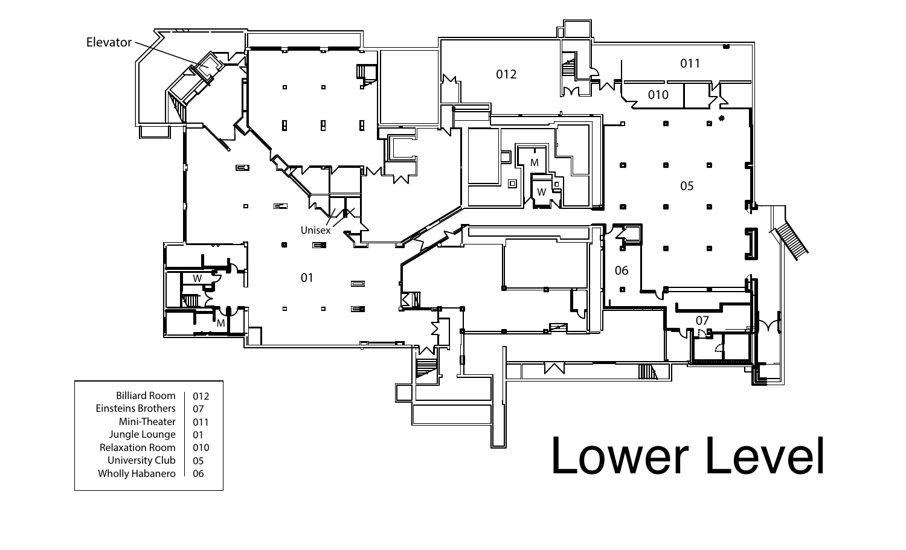# Lower Level

Elevator

012

011

010

M

W

05

Unisex

06

W

01

07

M

| | |
|---|---|
| Billiard Room | 012 |
| Einsteins Brothers | 07 |
| Mini-Theater | 011 |
| Jungle Lounge | 01 |
| Relaxation Room | 010 |
| University Club | 05 |
| Wholly Habanero | 06 |